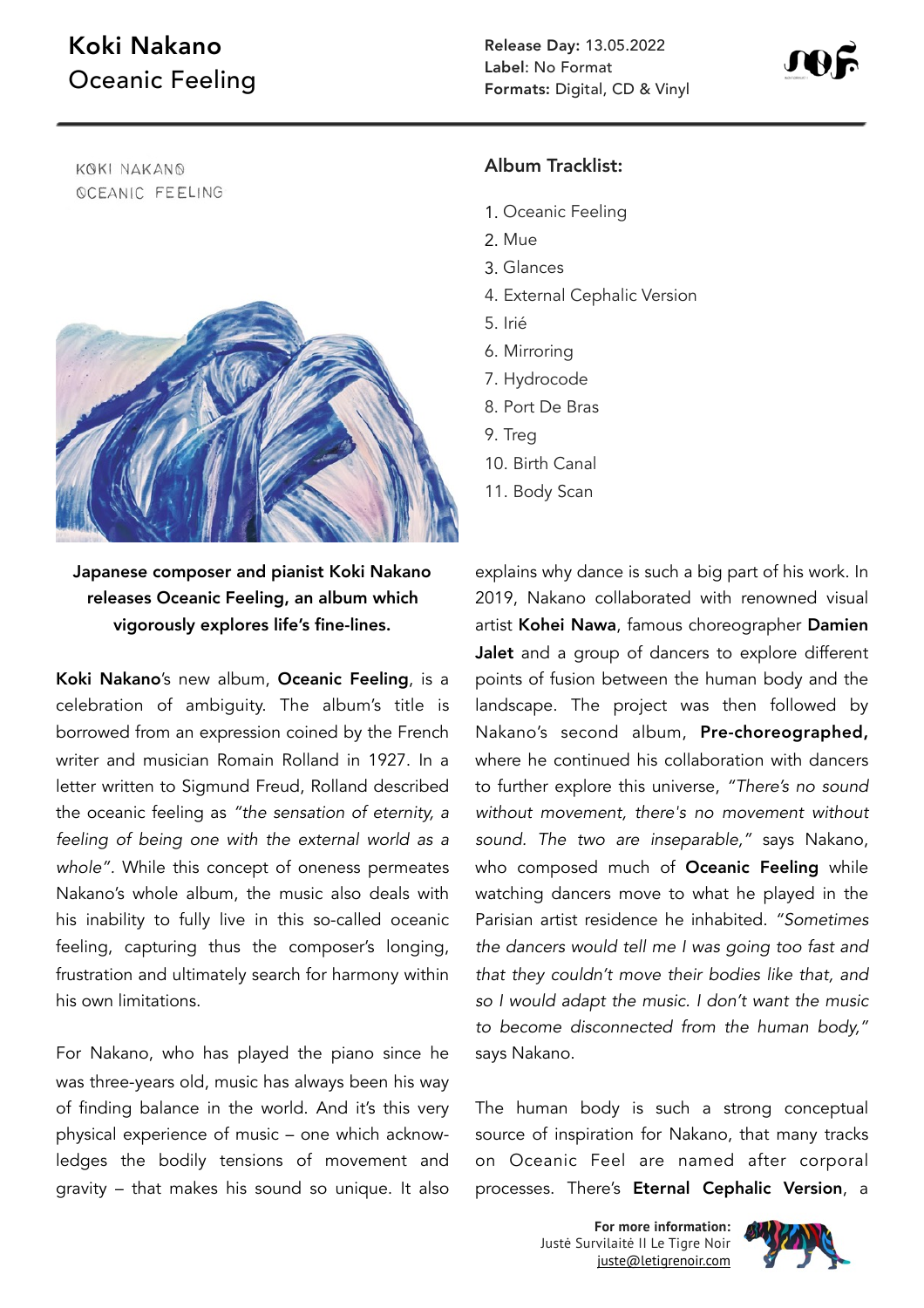# Koki Nakano
## Oceanic Feeling

**Release Day:** 13.05.2022
**Label:** No Format
**Formats:** Digital, CD & Vinyl

KOKI NAKANO
OCEANIC FEELING

**Album Tracklist:**

1. Oceanic Feeling
2. Mue
3. Glances
4. External Cephalic Version
5. Irié
6. Mirroring
7. Hydrocode
8. Port De Bras
9. Treg
10. Birth Canal
11. Body Scan

**Japanese composer and pianist Koki Nakano releases Oceanic Feeling, an album which vigorously explores life's fine-lines.**

**Koki Nakano**'s new album, **Oceanic Feeling**, is a celebration of ambiguity. The album's title is borrowed from an expression coined by the French writer and musician Romain Rolland in 1927. In a letter written to Sigmund Freud, Rolland described the oceanic feeling as *"the sensation of eternity, a feeling of being one with the external world as a whole"*. While this concept of oneness permeates Nakano's whole album, the music also deals with his inability to fully live in this so-called oceanic feeling, capturing thus the composer's longing, frustration and ultimately search for harmony within his own limitations.

For Nakano, who has played the piano since he was three-years old, music has always been his way of finding balance in the world. And it's this very physical experience of music – one which acknowledges the bodily tensions of movement and gravity – that makes his sound so unique. It also explains why dance is such a big part of his work. In 2019, Nakano collaborated with renowned visual artist **Kohei Nawa**, famous choreographer **Damien Jalet** and a group of dancers to explore different points of fusion between the human body and the landscape. The project was then followed by Nakano's second album, **Pre-choreographed,** where he continued his collaboration with dancers to further explore this universe, *"There's no sound without movement, there's no movement without sound. The two are inseparable,"* says Nakano, who composed much of **Oceanic Feeling** while watching dancers move to what he played in the Parisian artist residence he inhabited. *"Sometimes the dancers would tell me I was going too fast and that they couldn't move their bodies like that, and so I would adapt the music. I don't want the music to become disconnected from the human body,"* says Nakano.

The human body is such a strong conceptual source of inspiration for Nakano, that many tracks on Oceanic Feel are named after corporal processes. There's **Eternal Cephalic Version**, a

**For more information:**
Justė Survilaitė II Le Tigre Noir
juste@letigrenoir.com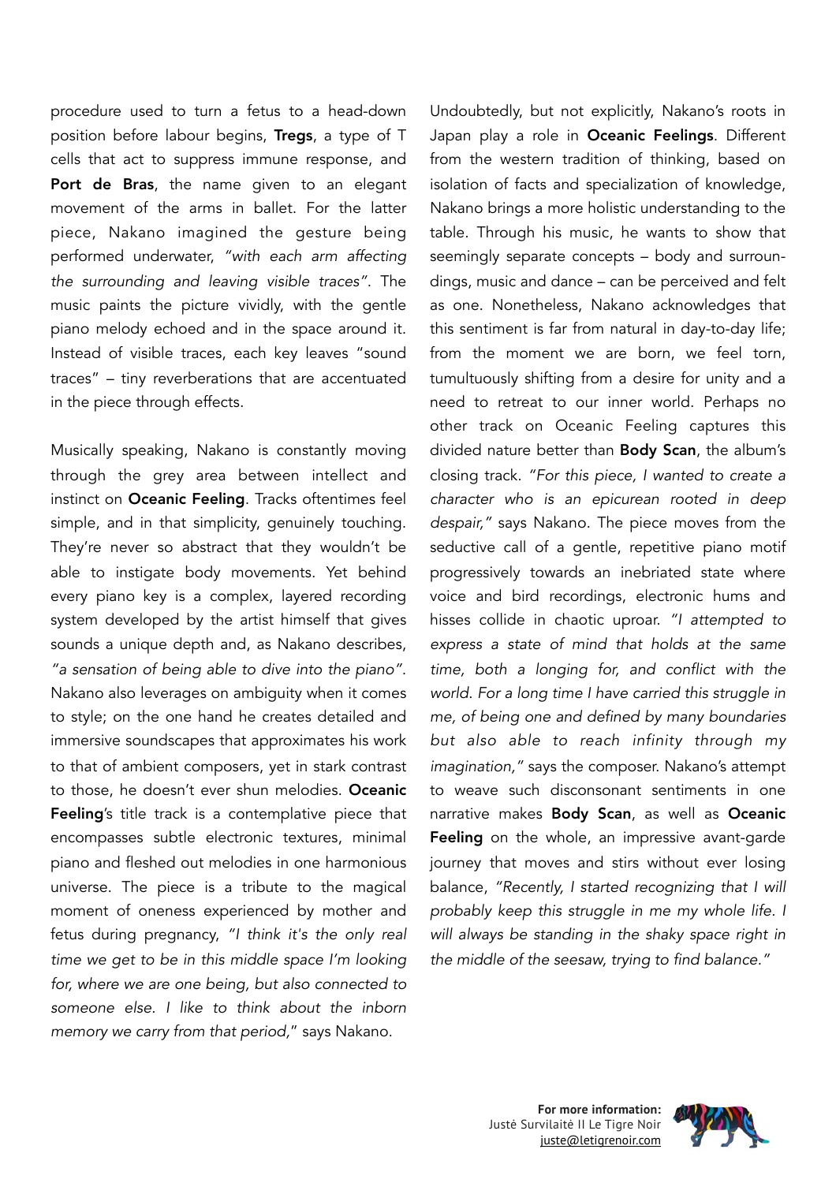procedure used to turn a fetus to a head-down position before labour begins, **Tregs**, a type of T cells that act to suppress immune response, and **Port de Bras**, the name given to an elegant movement of the arms in ballet. For the latter piece, Nakano imagined the gesture being performed underwater, *"with each arm affecting the surrounding and leaving visible traces"*. The music paints the picture vividly, with the gentle piano melody echoed and in the space around it. Instead of visible traces, each key leaves "sound traces" – tiny reverberations that are accentuated in the piece through effects.

Musically speaking, Nakano is constantly moving through the grey area between intellect and instinct on **Oceanic Feeling**. Tracks oftentimes feel simple, and in that simplicity, genuinely touching. They're never so abstract that they wouldn't be able to instigate body movements. Yet behind every piano key is a complex, layered recording system developed by the artist himself that gives sounds a unique depth and, as Nakano describes, *"a sensation of being able to dive into the piano"*. Nakano also leverages on ambiguity when it comes to style; on the one hand he creates detailed and immersive soundscapes that approximates his work to that of ambient composers, yet in stark contrast to those, he doesn't ever shun melodies. **Oceanic Feeling**'s title track is a contemplative piece that encompasses subtle electronic textures, minimal piano and fleshed out melodies in one harmonious universe. The piece is a tribute to the magical moment of oneness experienced by mother and fetus during pregnancy, *"I think it's the only real time we get to be in this middle space I'm looking for, where we are one being, but also connected to someone else. I like to think about the inborn memory we carry from that period,"* says Nakano.

Undoubtedly, but not explicitly, Nakano's roots in Japan play a role in **Oceanic Feelings**. Different from the western tradition of thinking, based on isolation of facts and specialization of knowledge, Nakano brings a more holistic understanding to the table. Through his music, he wants to show that seemingly separate concepts – body and surroundings, music and dance – can be perceived and felt as one. Nonetheless, Nakano acknowledges that this sentiment is far from natural in day-to-day life; from the moment we are born, we feel torn, tumultuously shifting from a desire for unity and a need to retreat to our inner world. Perhaps no other track on Oceanic Feeling captures this divided nature better than **Body Scan**, the album's closing track. *"For this piece, I wanted to create a character who is an epicurean rooted in deep despair,"* says Nakano. The piece moves from the seductive call of a gentle, repetitive piano motif progressively towards an inebriated state where voice and bird recordings, electronic hums and hisses collide in chaotic uproar. *"I attempted to express a state of mind that holds at the same time, both a longing for, and conflict with the world. For a long time I have carried this struggle in me, of being one and defined by many boundaries but also able to reach infinity through my imagination,"* says the composer. Nakano's attempt to weave such disconsonant sentiments in one narrative makes **Body Scan**, as well as **Oceanic Feeling** on the whole, an impressive avant-garde journey that moves and stirs without ever losing balance, *"Recently, I started recognizing that I will probably keep this struggle in me my whole life. I will always be standing in the shaky space right in the middle of the seesaw, trying to find balance."*

**For more information:**
Justė Survilaitė II Le Tigre Noir
juste@letigrenoir.com